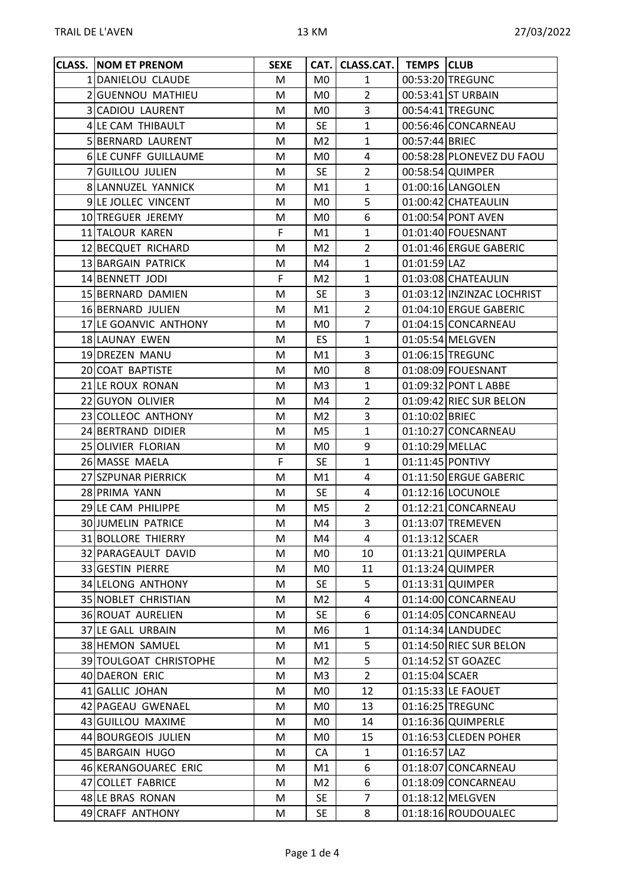TRAIL DE L'AVEN 13 KM 27/03/2022

| CLASS. | NOM ET PRENOM | SEXE | CAT. | CLASS.CAT. | TEMPS | CLUB |
|---|---|---|---|---|---|---|
| 1 | DANIELOU CLAUDE | M | M0 | 1 | 00:53:20 | TREGUNC |
| 2 | GUENNOU MATHIEU | M | M0 | 2 | 00:53:41 | ST URBAIN |
| 3 | CADIOU LAURENT | M | M0 | 3 | 00:54:41 | TREGUNC |
| 4 | LE CAM THIBAULT | M | SE | 1 | 00:56:46 | CONCARNEAU |
| 5 | BERNARD LAURENT | M | M2 | 1 | 00:57:44 | BRIEC |
| 6 | LE CUNFF GUILLAUME | M | M0 | 4 | 00:58:28 | PLONEVEZ DU FAOU |
| 7 | GUILLOU JULIEN | M | SE | 2 | 00:58:54 | QUIMPER |
| 8 | LANNUZEL YANNICK | M | M1 | 1 | 01:00:16 | LANGOLEN |
| 9 | LE JOLLEC VINCENT | M | M0 | 5 | 01:00:42 | CHATEAULIN |
| 10 | TREGUER JEREMY | M | M0 | 6 | 01:00:54 | PONT AVEN |
| 11 | TALOUR KAREN | F | M1 | 1 | 01:01:40 | FOUESNANT |
| 12 | BECQUET RICHARD | M | M2 | 2 | 01:01:46 | ERGUE GABERIC |
| 13 | BARGAIN PATRICK | M | M4 | 1 | 01:01:59 | LAZ |
| 14 | BENNETT JODI | F | M2 | 1 | 01:03:08 | CHATEAULIN |
| 15 | BERNARD DAMIEN | M | SE | 3 | 01:03:12 | INZINZAC LOCHRIST |
| 16 | BERNARD JULIEN | M | M1 | 2 | 01:04:10 | ERGUE GABERIC |
| 17 | LE GOANVIC ANTHONY | M | M0 | 7 | 01:04:15 | CONCARNEAU |
| 18 | LAUNAY EWEN | M | ES | 1 | 01:05:54 | MELGVEN |
| 19 | DREZEN MANU | M | M1 | 3 | 01:06:15 | TREGUNC |
| 20 | COAT BAPTISTE | M | M0 | 8 | 01:08:09 | FOUESNANT |
| 21 | LE ROUX RONAN | M | M3 | 1 | 01:09:32 | PONT L ABBE |
| 22 | GUYON OLIVIER | M | M4 | 2 | 01:09:42 | RIEC SUR BELON |
| 23 | COLLEOC ANTHONY | M | M2 | 3 | 01:10:02 | BRIEC |
| 24 | BERTRAND DIDIER | M | M5 | 1 | 01:10:27 | CONCARNEAU |
| 25 | OLIVIER FLORIAN | M | M0 | 9 | 01:10:29 | MELLAC |
| 26 | MASSE MAELA | F | SE | 1 | 01:11:45 | PONTIVY |
| 27 | SZPUNAR PIERRICK | M | M1 | 4 | 01:11:50 | ERGUE GABERIC |
| 28 | PRIMA YANN | M | SE | 4 | 01:12:16 | LOCUNOLE |
| 29 | LE CAM PHILIPPE | M | M5 | 2 | 01:12:21 | CONCARNEAU |
| 30 | JUMELIN PATRICE | M | M4 | 3 | 01:13:07 | TREMEVEN |
| 31 | BOLLORE THIERRY | M | M4 | 4 | 01:13:12 | SCAER |
| 32 | PARAGEAULT DAVID | M | M0 | 10 | 01:13:21 | QUIMPERLA |
| 33 | GESTIN PIERRE | M | M0 | 11 | 01:13:24 | QUIMPER |
| 34 | LELONG ANTHONY | M | SE | 5 | 01:13:31 | QUIMPER |
| 35 | NOBLET CHRISTIAN | M | M2 | 4 | 01:14:00 | CONCARNEAU |
| 36 | ROUAT AURELIEN | M | SE | 6 | 01:14:05 | CONCARNEAU |
| 37 | LE GALL URBAIN | M | M6 | 1 | 01:14:34 | LANDUDEC |
| 38 | HEMON SAMUEL | M | M1 | 5 | 01:14:50 | RIEC SUR BELON |
| 39 | TOULGOAT CHRISTOPHE | M | M2 | 5 | 01:14:52 | ST GOAZEC |
| 40 | DAERON ERIC | M | M3 | 2 | 01:15:04 | SCAER |
| 41 | GALLIC JOHAN | M | M0 | 12 | 01:15:33 | LE FAOUET |
| 42 | PAGEAU GWENAEL | M | M0 | 13 | 01:16:25 | TREGUNC |
| 43 | GUILLOU MAXIME | M | M0 | 14 | 01:16:36 | QUIMPERLE |
| 44 | BOURGEOIS JULIEN | M | M0 | 15 | 01:16:53 | CLEDEN POHER |
| 45 | BARGAIN HUGO | M | CA | 1 | 01:16:57 | LAZ |
| 46 | KERANGOUAREC ERIC | M | M1 | 6 | 01:18:07 | CONCARNEAU |
| 47 | COLLET FABRICE | M | M2 | 6 | 01:18:09 | CONCARNEAU |
| 48 | LE BRAS RONAN | M | SE | 7 | 01:18:12 | MELGVEN |
| 49 | CRAFF ANTHONY | M | SE | 8 | 01:18:16 | ROUDOUALEC |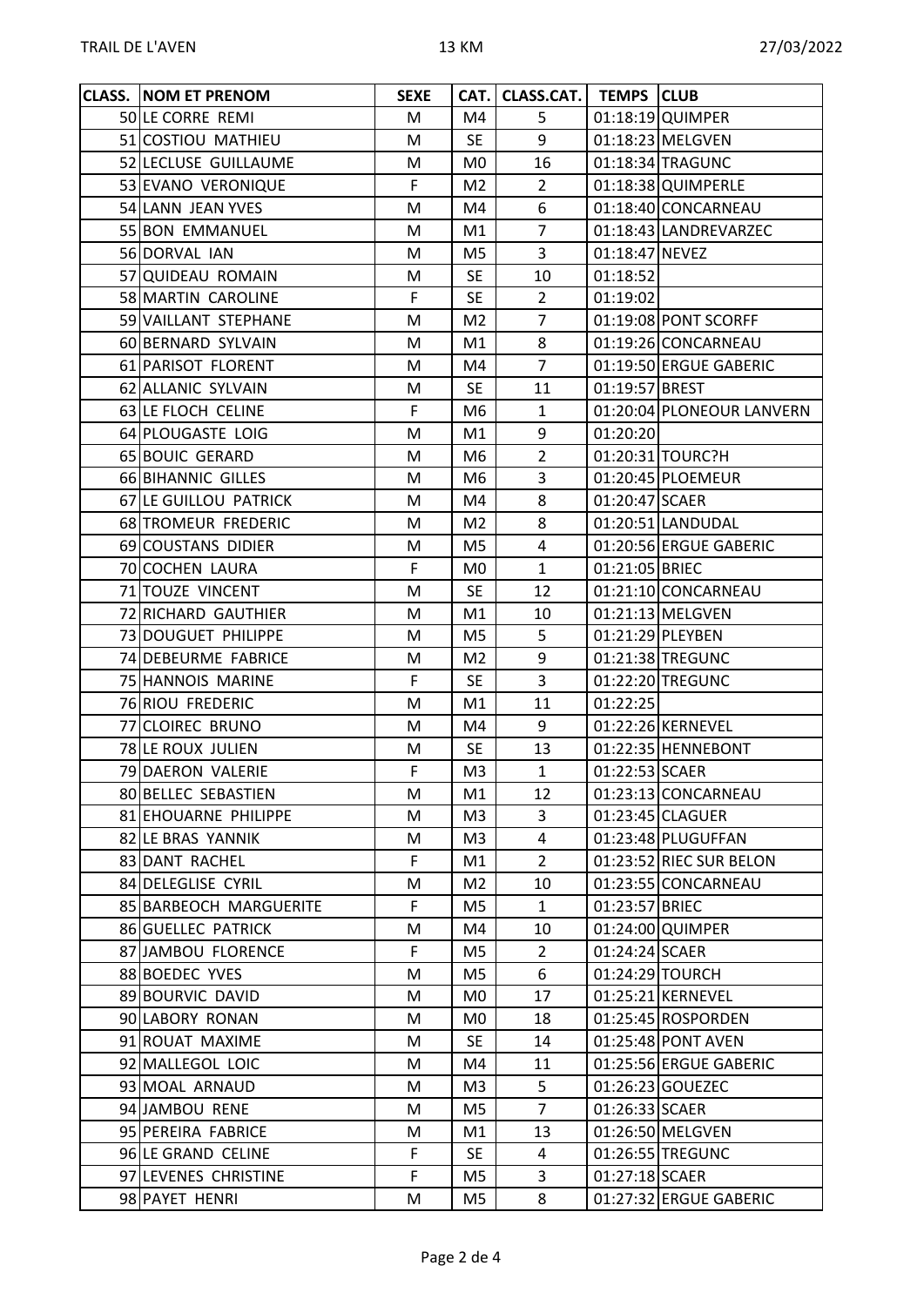| CLASS. | NOM ET PRENOM | SEXE | CAT. | CLASS.CAT. | TEMPS | CLUB |
|---|---|---|---|---|---|---|
| 50 | LE CORRE REMI | M | M4 | 5 | 01:18:19 | QUIMPER |
| 51 | COSTIOU MATHIEU | M | SE | 9 | 01:18:23 | MELGVEN |
| 52 | LECLUSE GUILLAUME | M | M0 | 16 | 01:18:34 | TRAGUNC |
| 53 | EVANO VERONIQUE | F | M2 | 2 | 01:18:38 | QUIMPERLE |
| 54 | LANN JEAN YVES | M | M4 | 6 | 01:18:40 | CONCARNEAU |
| 55 | BON EMMANUEL | M | M1 | 7 | 01:18:43 | LANDREVARZEC |
| 56 | DORVAL IAN | M | M5 | 3 | 01:18:47 | NEVEZ |
| 57 | QUIDEAU ROMAIN | M | SE | 10 | 01:18:52 | |
| 58 | MARTIN CAROLINE | F | SE | 2 | 01:19:02 | |
| 59 | VAILLANT STEPHANE | M | M2 | 7 | 01:19:08 | PONT SCORFF |
| 60 | BERNARD SYLVAIN | M | M1 | 8 | 01:19:26 | CONCARNEAU |
| 61 | PARISOT FLORENT | M | M4 | 7 | 01:19:50 | ERGUE GABERIC |
| 62 | ALLANIC SYLVAIN | M | SE | 11 | 01:19:57 | BREST |
| 63 | LE FLOCH CELINE | F | M6 | 1 | 01:20:04 | PLONEOUR LANVERN |
| 64 | PLOUGASTE LOIG | M | M1 | 9 | 01:20:20 | |
| 65 | BOUIC GERARD | M | M6 | 2 | 01:20:31 | TOURC?H |
| 66 | BIHANNIC GILLES | M | M6 | 3 | 01:20:45 | PLOEMEUR |
| 67 | LE GUILLOU PATRICK | M | M4 | 8 | 01:20:47 | SCAER |
| 68 | TROMEUR FREDERIC | M | M2 | 8 | 01:20:51 | LANDUDAL |
| 69 | COUSTANS DIDIER | M | M5 | 4 | 01:20:56 | ERGUE GABERIC |
| 70 | COCHEN LAURA | F | M0 | 1 | 01:21:05 | BRIEC |
| 71 | TOUZE VINCENT | M | SE | 12 | 01:21:10 | CONCARNEAU |
| 72 | RICHARD GAUTHIER | M | M1 | 10 | 01:21:13 | MELGVEN |
| 73 | DOUGUET PHILIPPE | M | M5 | 5 | 01:21:29 | PLEYBEN |
| 74 | DEBEURME FABRICE | M | M2 | 9 | 01:21:38 | TREGUNC |
| 75 | HANNOIS MARINE | F | SE | 3 | 01:22:20 | TREGUNC |
| 76 | RIOU FREDERIC | M | M1 | 11 | 01:22:25 | |
| 77 | CLOIREC BRUNO | M | M4 | 9 | 01:22:26 | KERNEVEL |
| 78 | LE ROUX JULIEN | M | SE | 13 | 01:22:35 | HENNEBONT |
| 79 | DAERON VALERIE | F | M3 | 1 | 01:22:53 | SCAER |
| 80 | BELLEC SEBASTIEN | M | M1 | 12 | 01:23:13 | CONCARNEAU |
| 81 | EHOUARNE PHILIPPE | M | M3 | 3 | 01:23:45 | CLAGUER |
| 82 | LE BRAS YANNIK | M | M3 | 4 | 01:23:48 | PLUGUFFAN |
| 83 | DANT RACHEL | F | M1 | 2 | 01:23:52 | RIEC SUR BELON |
| 84 | DELEGLISE CYRIL | M | M2 | 10 | 01:23:55 | CONCARNEAU |
| 85 | BARBEOCH MARGUERITE | F | M5 | 1 | 01:23:57 | BRIEC |
| 86 | GUELLEC PATRICK | M | M4 | 10 | 01:24:00 | QUIMPER |
| 87 | JAMBOU FLORENCE | F | M5 | 2 | 01:24:24 | SCAER |
| 88 | BOEDEC YVES | M | M5 | 6 | 01:24:29 | TOURCH |
| 89 | BOURVIC DAVID | M | M0 | 17 | 01:25:21 | KERNEVEL |
| 90 | LABORY RONAN | M | M0 | 18 | 01:25:45 | ROSPORDEN |
| 91 | ROUAT MAXIME | M | SE | 14 | 01:25:48 | PONT AVEN |
| 92 | MALLEGOL LOIC | M | M4 | 11 | 01:25:56 | ERGUE GABERIC |
| 93 | MOAL ARNAUD | M | M3 | 5 | 01:26:23 | GOUEZEC |
| 94 | JAMBOU RENE | M | M5 | 7 | 01:26:33 | SCAER |
| 95 | PEREIRA FABRICE | M | M1 | 13 | 01:26:50 | MELGVEN |
| 96 | LE GRAND CELINE | F | SE | 4 | 01:26:55 | TREGUNC |
| 97 | LEVENES CHRISTINE | F | M5 | 3 | 01:27:18 | SCAER |
| 98 | PAYET HENRI | M | M5 | 8 | 01:27:32 | ERGUE GABERIC |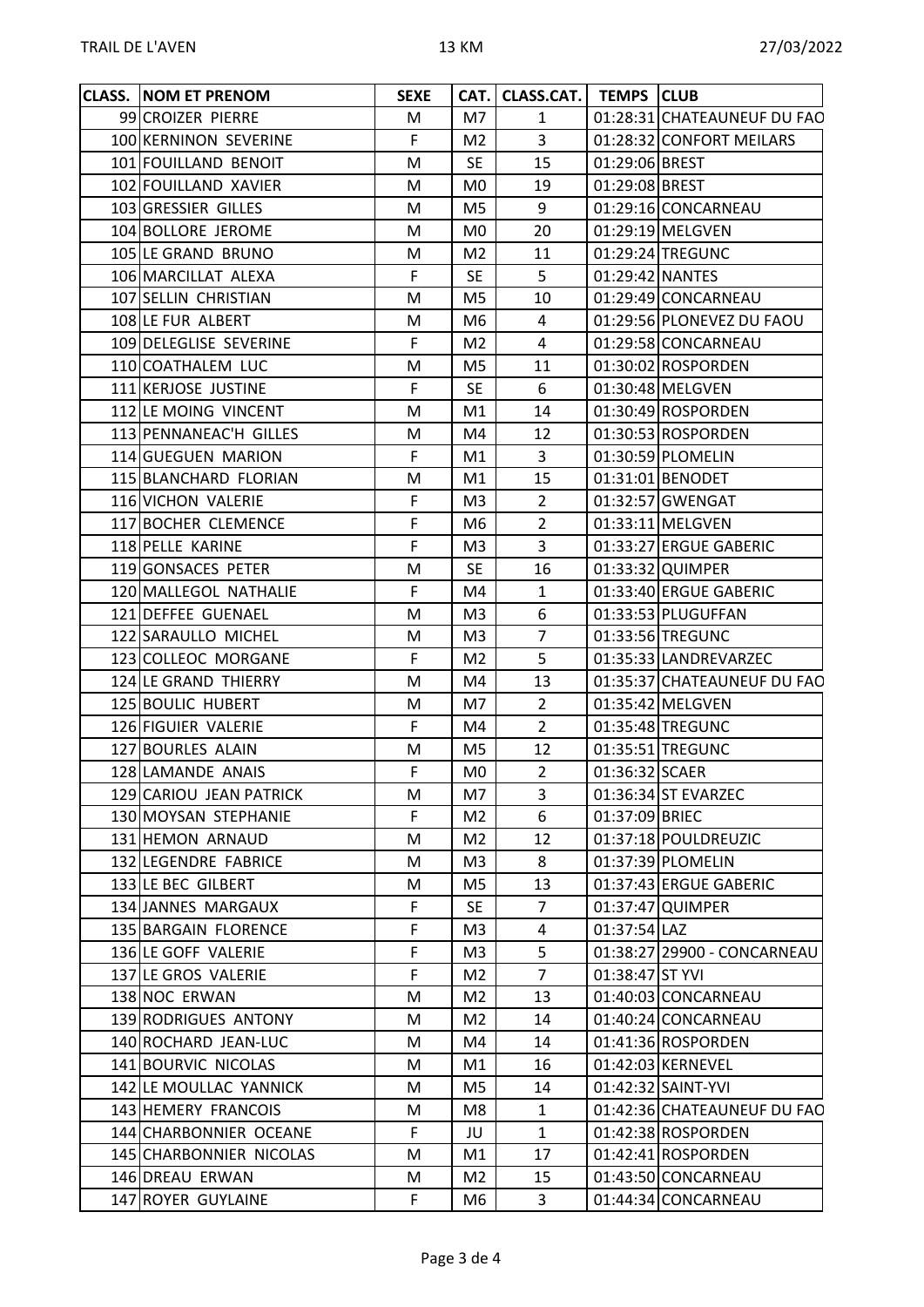| CLASS. | NOM ET PRENOM | SEXE | CAT. | CLASS.CAT. | TEMPS | CLUB |
|---|---|---|---|---|---|---|
| 99 | CROIZER PIERRE | M | M7 | 1 | 01:28:31 | CHATEAUNEUF DU FAO |
| 100 | KERNINON SEVERINE | F | M2 | 3 | 01:28:32 | CONFORT MEILARS |
| 101 | FOUILLAND BENOIT | M | SE | 15 | 01:29:06 | BREST |
| 102 | FOUILLAND XAVIER | M | M0 | 19 | 01:29:08 | BREST |
| 103 | GRESSIER GILLES | M | M5 | 9 | 01:29:16 | CONCARNEAU |
| 104 | BOLLORE JEROME | M | M0 | 20 | 01:29:19 | MELGVEN |
| 105 | LE GRAND BRUNO | M | M2 | 11 | 01:29:24 | TREGUNC |
| 106 | MARCILLAT ALEXA | F | SE | 5 | 01:29:42 | NANTES |
| 107 | SELLIN CHRISTIAN | M | M5 | 10 | 01:29:49 | CONCARNEAU |
| 108 | LE FUR ALBERT | M | M6 | 4 | 01:29:56 | PLONEVEZ DU FAOU |
| 109 | DELEGLISE SEVERINE | F | M2 | 4 | 01:29:58 | CONCARNEAU |
| 110 | COATHALEM LUC | M | M5 | 11 | 01:30:02 | ROSPORDEN |
| 111 | KERJOSE JUSTINE | F | SE | 6 | 01:30:48 | MELGVEN |
| 112 | LE MOING VINCENT | M | M1 | 14 | 01:30:49 | ROSPORDEN |
| 113 | PENNANEAC'H GILLES | M | M4 | 12 | 01:30:53 | ROSPORDEN |
| 114 | GUEGUEN MARION | F | M1 | 3 | 01:30:59 | PLOMELIN |
| 115 | BLANCHARD FLORIAN | M | M1 | 15 | 01:31:01 | BENODET |
| 116 | VICHON VALERIE | F | M3 | 2 | 01:32:57 | GWENGAT |
| 117 | BOCHER CLEMENCE | F | M6 | 2 | 01:33:11 | MELGVEN |
| 118 | PELLE KARINE | F | M3 | 3 | 01:33:27 | ERGUE GABERIC |
| 119 | GONSACES PETER | M | SE | 16 | 01:33:32 | QUIMPER |
| 120 | MALLEGOL NATHALIE | F | M4 | 1 | 01:33:40 | ERGUE GABERIC |
| 121 | DEFFEE GUENAEL | M | M3 | 6 | 01:33:53 | PLUGUFFAN |
| 122 | SARAULLO MICHEL | M | M3 | 7 | 01:33:56 | TREGUNC |
| 123 | COLLEOC MORGANE | F | M2 | 5 | 01:35:33 | LANDREVARZEC |
| 124 | LE GRAND THIERRY | M | M4 | 13 | 01:35:37 | CHATEAUNEUF DU FAO |
| 125 | BOULIC HUBERT | M | M7 | 2 | 01:35:42 | MELGVEN |
| 126 | FIGUIER VALERIE | F | M4 | 2 | 01:35:48 | TREGUNC |
| 127 | BOURLES ALAIN | M | M5 | 12 | 01:35:51 | TREGUNC |
| 128 | LAMANDE ANAIS | F | M0 | 2 | 01:36:32 | SCAER |
| 129 | CARIOU JEAN PATRICK | M | M7 | 3 | 01:36:34 | ST EVARZEC |
| 130 | MOYSAN STEPHANIE | F | M2 | 6 | 01:37:09 | BRIEC |
| 131 | HEMON ARNAUD | M | M2 | 12 | 01:37:18 | POULDREUZIC |
| 132 | LEGENDRE FABRICE | M | M3 | 8 | 01:37:39 | PLOMELIN |
| 133 | LE BEC GILBERT | M | M5 | 13 | 01:37:43 | ERGUE GABERIC |
| 134 | JANNES MARGAUX | F | SE | 7 | 01:37:47 | QUIMPER |
| 135 | BARGAIN FLORENCE | F | M3 | 4 | 01:37:54 | LAZ |
| 136 | LE GOFF VALERIE | F | M3 | 5 | 01:38:27 | 29900 - CONCARNEAU |
| 137 | LE GROS VALERIE | F | M2 | 7 | 01:38:47 | ST YVI |
| 138 | NOC ERWAN | M | M2 | 13 | 01:40:03 | CONCARNEAU |
| 139 | RODRIGUES ANTONY | M | M2 | 14 | 01:40:24 | CONCARNEAU |
| 140 | ROCHARD JEAN-LUC | M | M4 | 14 | 01:41:36 | ROSPORDEN |
| 141 | BOURVIC NICOLAS | M | M1 | 16 | 01:42:03 | KERNEVEL |
| 142 | LE MOULLAC YANNICK | M | M5 | 14 | 01:42:32 | SAINT-YVI |
| 143 | HEMERY FRANCOIS | M | M8 | 1 | 01:42:36 | CHATEAUNEUF DU FAO |
| 144 | CHARBONNIER OCEANE | F | JU | 1 | 01:42:38 | ROSPORDEN |
| 145 | CHARBONNIER NICOLAS | M | M1 | 17 | 01:42:41 | ROSPORDEN |
| 146 | DREAU ERWAN | M | M2 | 15 | 01:43:50 | CONCARNEAU |
| 147 | ROYER GUYLAINE | F | M6 | 3 | 01:44:34 | CONCARNEAU |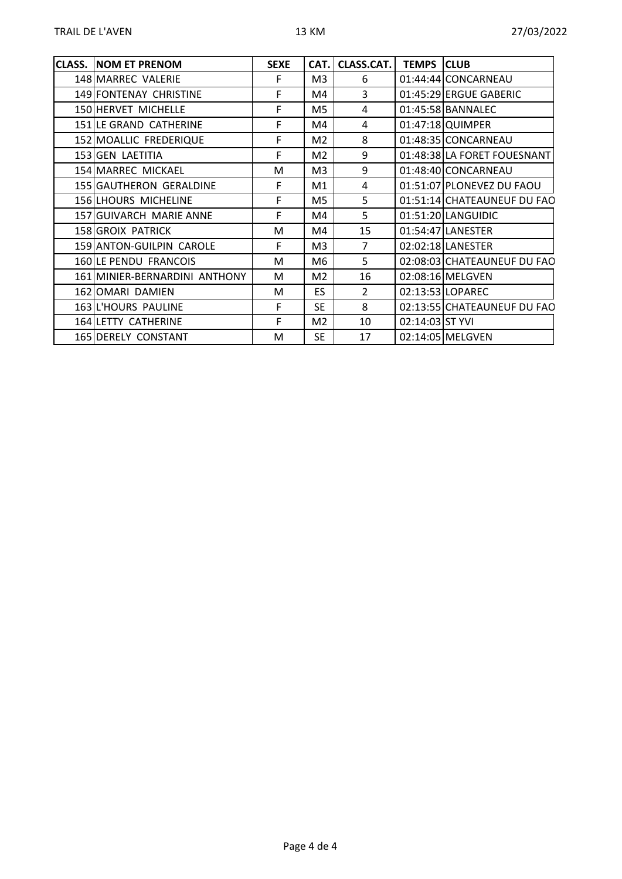| CLASS. | NOM ET PRENOM | SEXE | CAT. | CLASS.CAT. | TEMPS | CLUB |
|---|---|---|---|---|---|---|
| 148 | MARREC VALERIE | F | M3 | 6 | 01:44:44 | CONCARNEAU |
| 149 | FONTENAY CHRISTINE | F | M4 | 3 | 01:45:29 | ERGUE GABERIC |
| 150 | HERVET MICHELLE | F | M5 | 4 | 01:45:58 | BANNALEC |
| 151 | LE GRAND CATHERINE | F | M4 | 4 | 01:47:18 | QUIMPER |
| 152 | MOALLIC FREDERIQUE | F | M2 | 8 | 01:48:35 | CONCARNEAU |
| 153 | GEN LAETITIA | F | M2 | 9 | 01:48:38 | LA FORET FOUESNANT |
| 154 | MARREC MICKAEL | M | M3 | 9 | 01:48:40 | CONCARNEAU |
| 155 | GAUTHERON GERALDINE | F | M1 | 4 | 01:51:07 | PLONEVEZ DU FAOU |
| 156 | LHOURS MICHELINE | F | M5 | 5 | 01:51:14 | CHATEAUNEUF DU FAO |
| 157 | GUIVARCH MARIE ANNE | F | M4 | 5 | 01:51:20 | LANGUIDIC |
| 158 | GROIX PATRICK | M | M4 | 15 | 01:54:47 | LANESTER |
| 159 | ANTON-GUILPIN CAROLE | F | M3 | 7 | 02:02:18 | LANESTER |
| 160 | LE PENDU FRANCOIS | M | M6 | 5 | 02:08:03 | CHATEAUNEUF DU FAO |
| 161 | MINIER-BERNARDINI ANTHONY | M | M2 | 16 | 02:08:16 | MELGVEN |
| 162 | OMARI DAMIEN | M | ES | 2 | 02:13:53 | LOPAREC |
| 163 | L'HOURS PAULINE | F | SE | 8 | 02:13:55 | CHATEAUNEUF DU FAO |
| 164 | LETTY CATHERINE | F | M2 | 10 | 02:14:03 | ST YVI |
| 165 | DERELY CONSTANT | M | SE | 17 | 02:14:05 | MELGVEN |